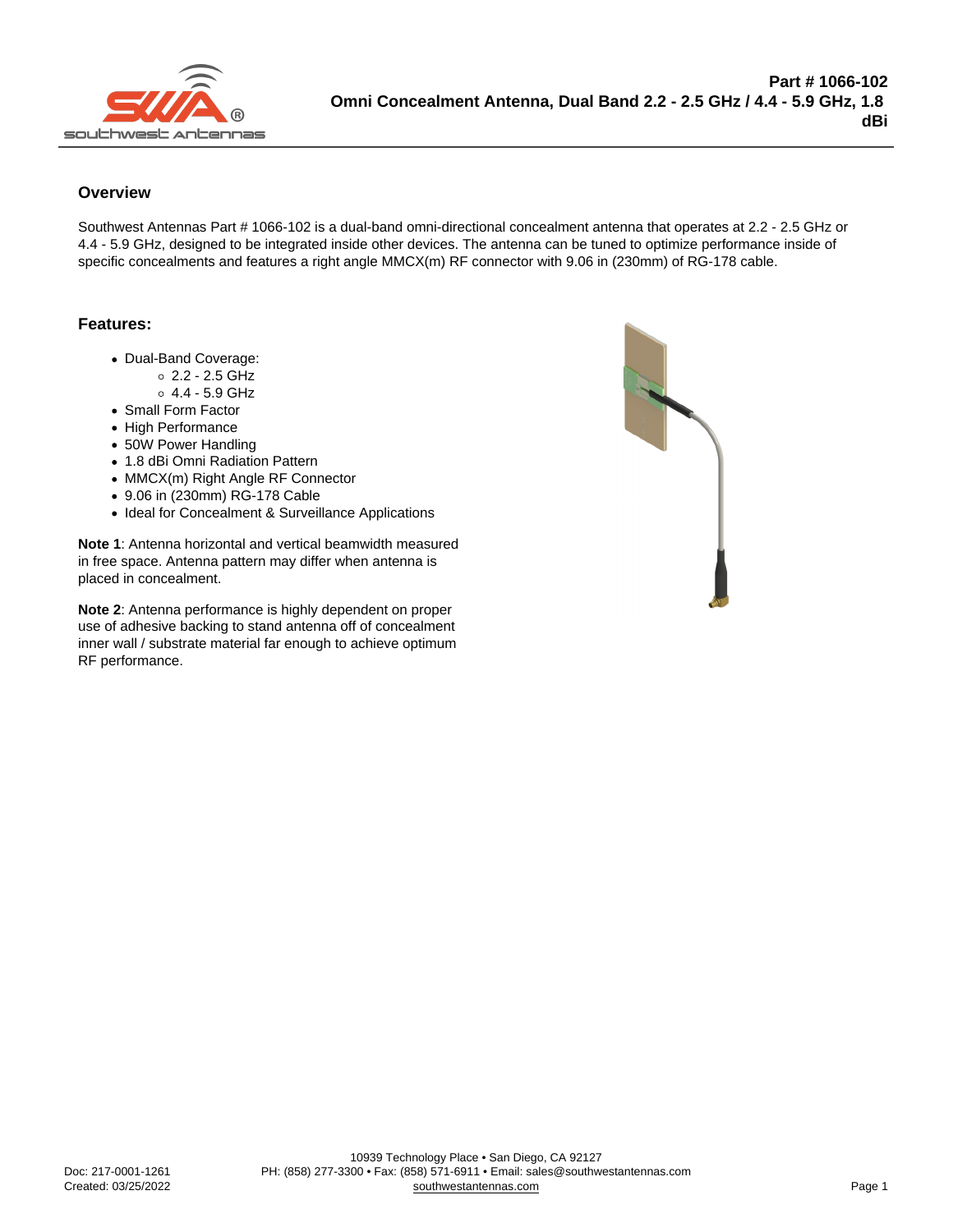# Part # 1066-102
## Omni Concealment Antenna, Dual Band 2.2 - 2.5 GHz / 4.4 - 5.9 GHz, 1.8 dBi

### Overview

Southwest Antennas Part # 1066-102 is a dual-band omni-directional concealment antenna that operates at 2.2 - 2.5 GHz or 4.4 - 5.9 GHz, designed to be integrated inside other devices. The antenna can be tuned to optimize performance inside of specific concealments and features a right angle MMCX(m) RF connector with 9.06 in (230mm) of RG-178 cable.

### Features:

- Dual-Band Coverage:
  - 2.2 - 2.5 GHz
  - 4.4 - 5.9 GHz
- Small Form Factor
- High Performance
- 50W Power Handling
- 1.8 dBi Omni Radiation Pattern
- MMCX(m) Right Angle RF Connector
- 9.06 in (230mm) RG-178 Cable
- Ideal for Concealment & Surveillance Applications

**Note 1**: Antenna horizontal and vertical beamwidth measured in free space. Antenna pattern may differ when antenna is placed in concealment.

**Note 2**: Antenna performance is highly dependent on proper use of adhesive backing to stand antenna off of concealment inner wall / substrate material far enough to achieve optimum RF performance.

Doc: 217-0001-1261
Created: 03/25/2022

10939 Technology Place • San Diego, CA 92127
PH: (858) 277-3300 • Fax: (858) 571-6911 • Email: sales@southwestantennas.com
southwestantennas.com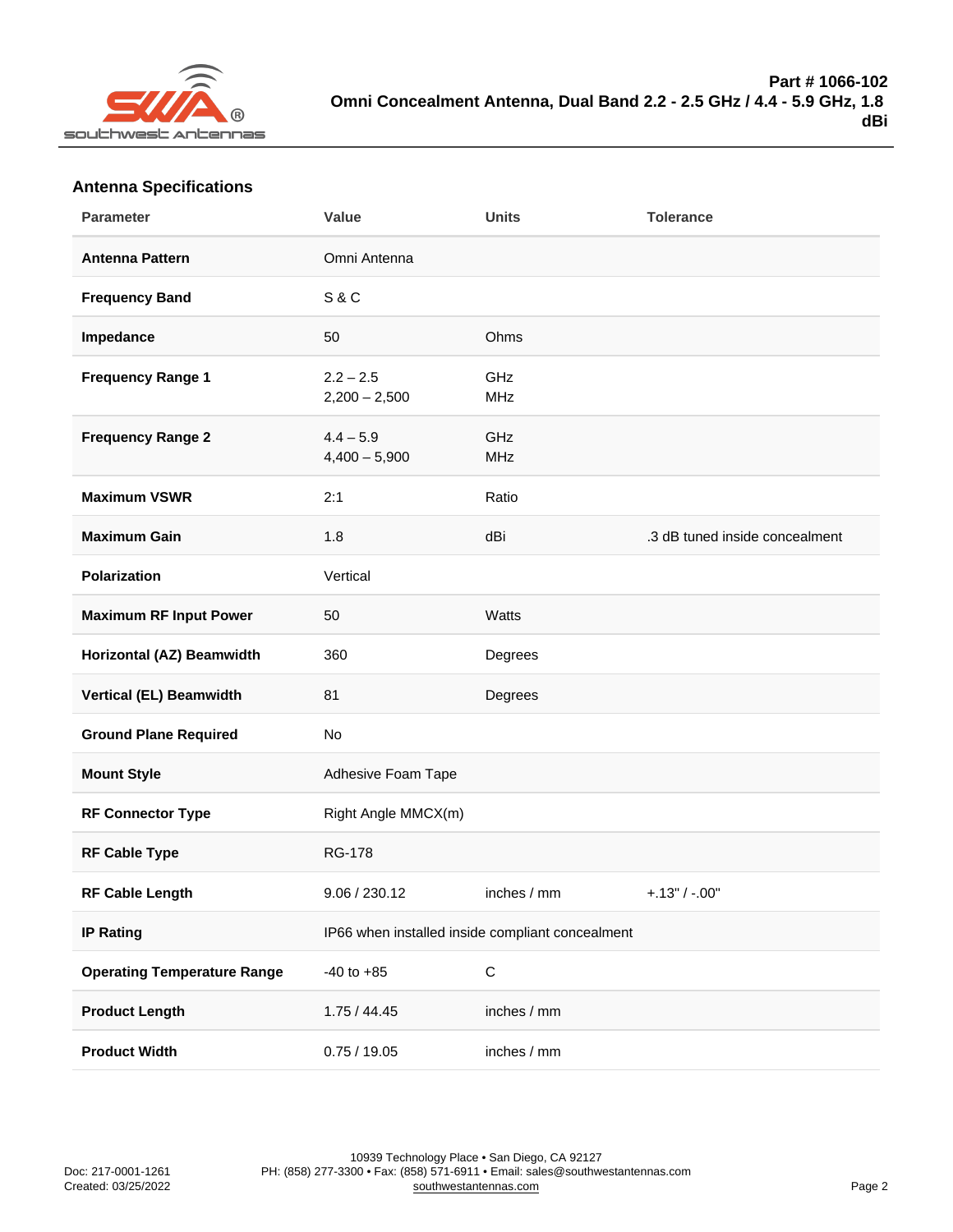## Antenna Specifications

| Parameter | Value | Units | Tolerance |
| --- | --- | --- | --- |
| **Antenna Pattern** | Omni Antenna | | |
| **Frequency Band** | S & C | | |
| **Impedance** | 50 | Ohms | |
| **Frequency Range 1** | 2.2 – 2.5<br>2,200 – 2,500 | GHz<br>MHz | |
| **Frequency Range 2** | 4.4 – 5.9<br>4,400 – 5,900 | GHz<br>MHz | |
| **Maximum VSWR** | 2:1 | Ratio | |
| **Maximum Gain** | 1.8 | dBi | .3 dB tuned inside concealment |
| **Polarization** | Vertical | | |
| **Maximum RF Input Power** | 50 | Watts | |
| **Horizontal (AZ) Beamwidth** | 360 | Degrees | |
| **Vertical (EL) Beamwidth** | 81 | Degrees | |
| **Ground Plane Required** | No | | |
| **Mount Style** | Adhesive Foam Tape | | |
| **RF Connector Type** | Right Angle MMCX(m) | | |
| **RF Cable Type** | RG-178 | | |
| **RF Cable Length** | 9.06 / 230.12 | inches / mm | +.13" / -.00" |
| **IP Rating** | IP66 when installed inside compliant concealment | | |
| **Operating Temperature Range** | -40 to +85 | C | |
| **Product Length** | 1.75 / 44.45 | inches / mm | |
| **Product Width** | 0.75 / 19.05 | inches / mm | |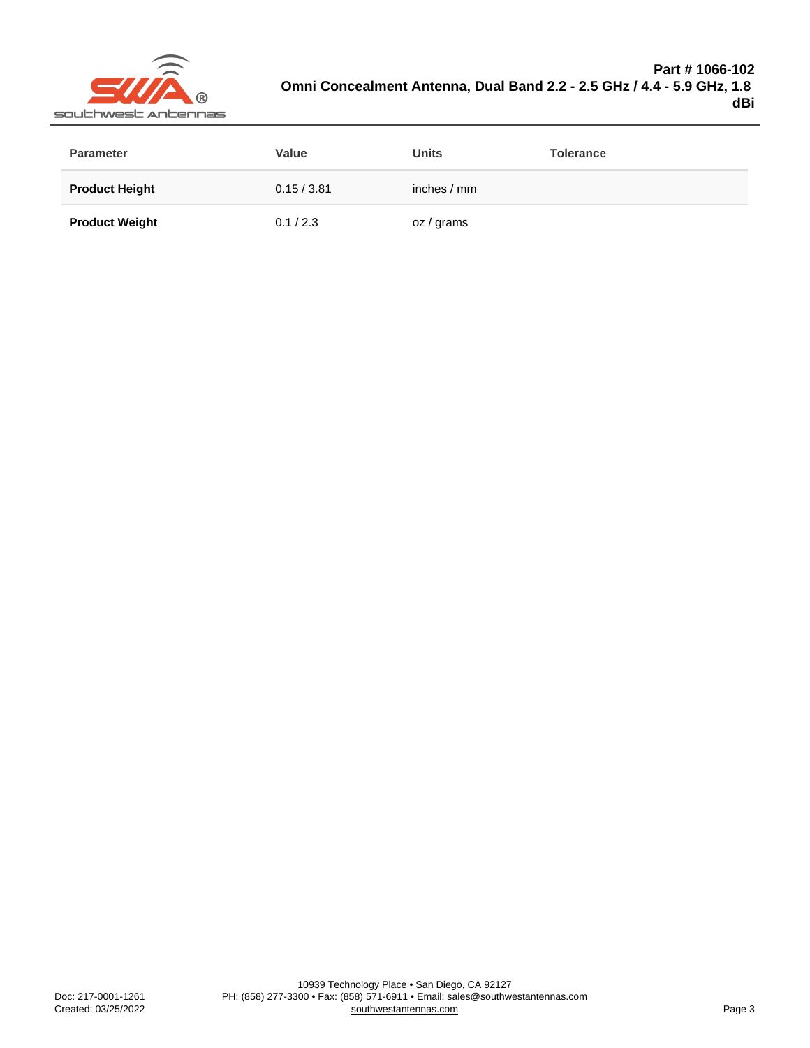| Parameter | Value | Units | Tolerance |
|---|---|---|---|
| **Product Height** | 0.15 / 3.81 | inches / mm | |
| **Product Weight** | 0.1 / 2.3 | oz / grams | |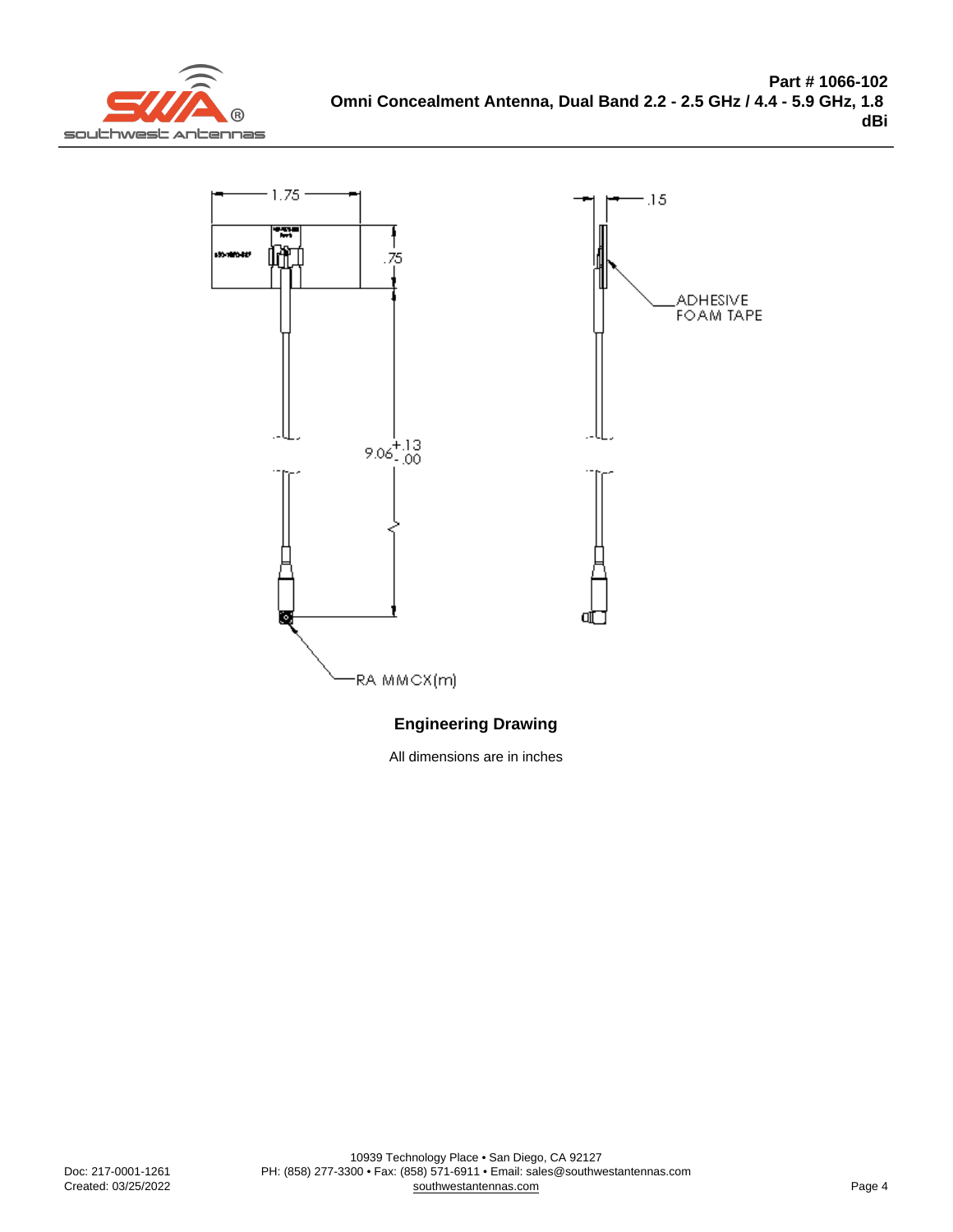**Part # 1066-102**
**Omni Concealment Antenna, Dual Band 2.2 - 2.5 GHz / 4.4 - 5.9 GHz, 1.8 dBi**

1.75

.75

.15

ADHESIVE FOAM TAPE

$9.06^{+.13}_{-.00}$

RA MMCX(m)

## Engineering Drawing

All dimensions are in inches

Doc: 217-0001-1261
Created: 03/25/2022

10939 Technology Place • San Diego, CA 92127
PH: (858) 277-3300 • Fax: (858) 571-6911 • Email: sales@southwestantennas.com
southwestantennas.com